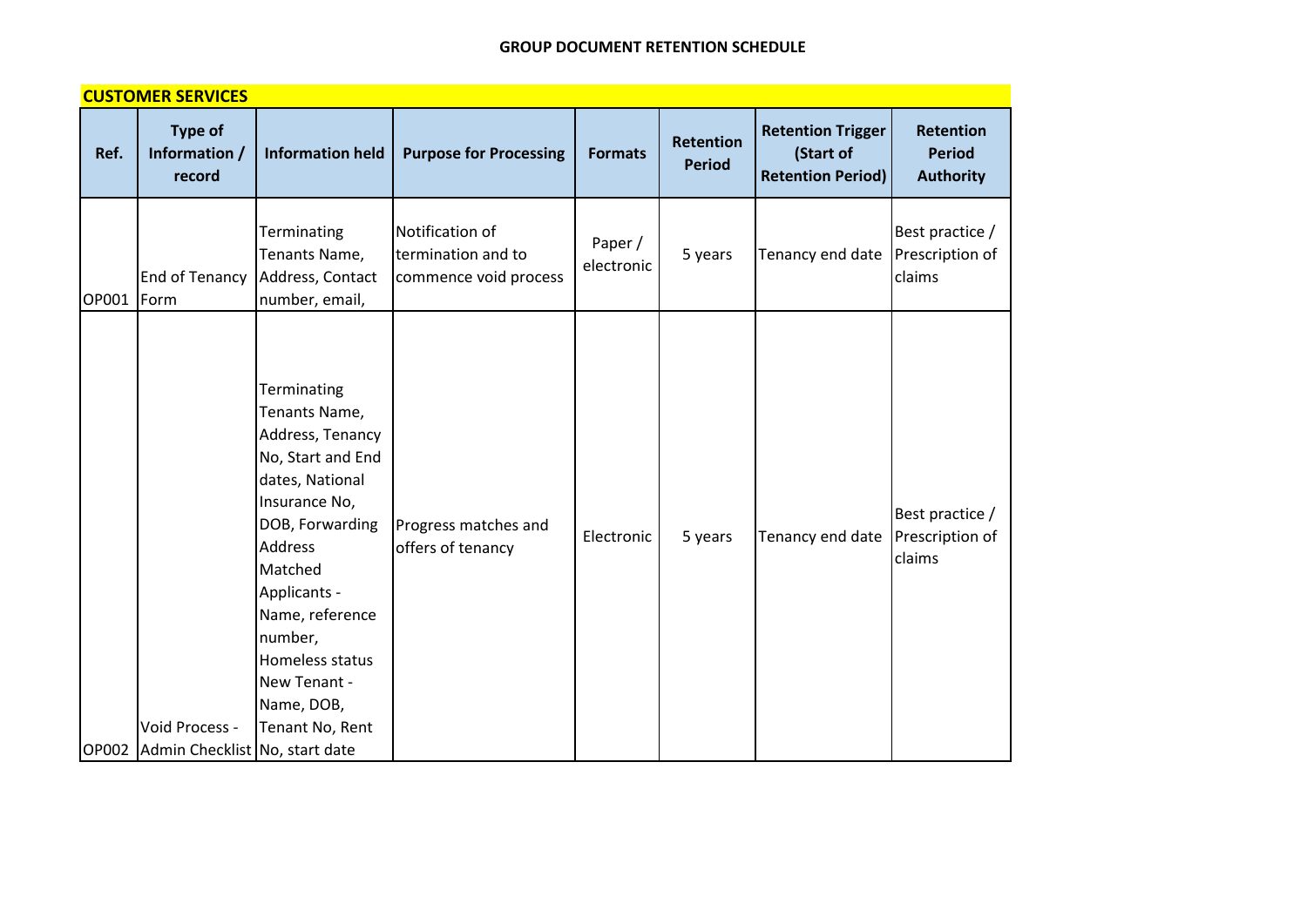# GROUP DOCUMENT RETENTION SCHEDULE

## CUSTOMER SERVICES

| Ref. | Type of Information / record | Information held | Purpose for Processing | Formats | Retention Period | Retention Trigger (Start of Retention Period) | Retention Period Authority |
|---|---|---|---|---|---|---|---|
| OP001 | End of Tenancy Form | Terminating Tenants Name, Address, Contact number, email, | Notification of termination and to commence void process | Paper / electronic | 5 years | Tenancy end date | Best practice / Prescription of claims |
| OP002 | Void Process - Admin Checklist | Terminating Tenants Name, Address, Tenancy No, Start and End dates, National Insurance No, DOB, Forwarding Address Matched Applicants - Name, reference number, Homeless status New Tenant - Name, DOB, Tenant No, Rent No, start date | Progress matches and offers of tenancy | Electronic | 5 years | Tenancy end date | Best practice / Prescription of claims |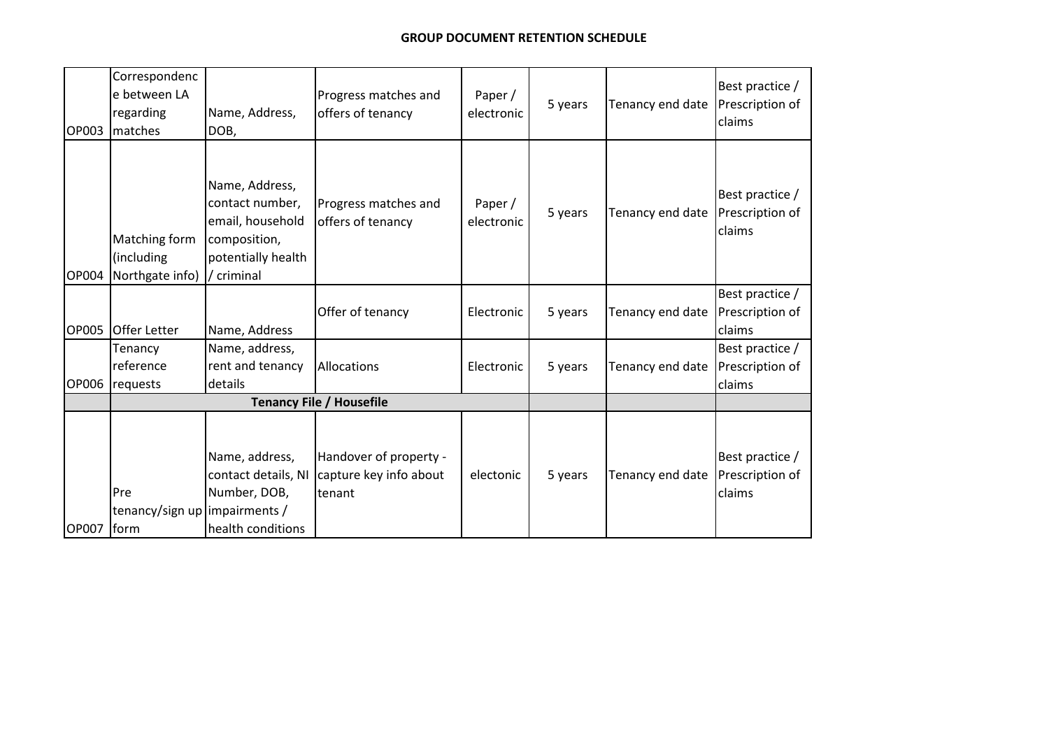## GROUP DOCUMENT RETENTION SCHEDULE

| | | | | | | | |
|---|---|---|---|---|---|---|---|
| OP003 | Correspondence between LA regarding matches | Name, Address, DOB, | Progress matches and offers of tenancy | Paper / electronic | 5 years | Tenancy end date | Best practice / Prescription of claims |
| OP004 | Matching form (including Northgate info) | Name, Address, contact number, email, household composition, potentially health / criminal | Progress matches and offers of tenancy | Paper / electronic | 5 years | Tenancy end date | Best practice / Prescription of claims |
| OP005 | Offer Letter | Name, Address | Offer of tenancy | Electronic | 5 years | Tenancy end date | Best practice / Prescription of claims |
| OP006 | Tenancy reference requests | Name, address, rent and tenancy details | Allocations | Electronic | 5 years | Tenancy end date | Best practice / Prescription of claims |
| | **Tenancy File / Housefile** | | | | | | |
| OP007 | Pre tenancy/sign up form | Name, address, contact details, NI Number, DOB, impairments / health conditions | Handover of property - capture key info about tenant | electonic | 5 years | Tenancy end date | Best practice / Prescription of claims |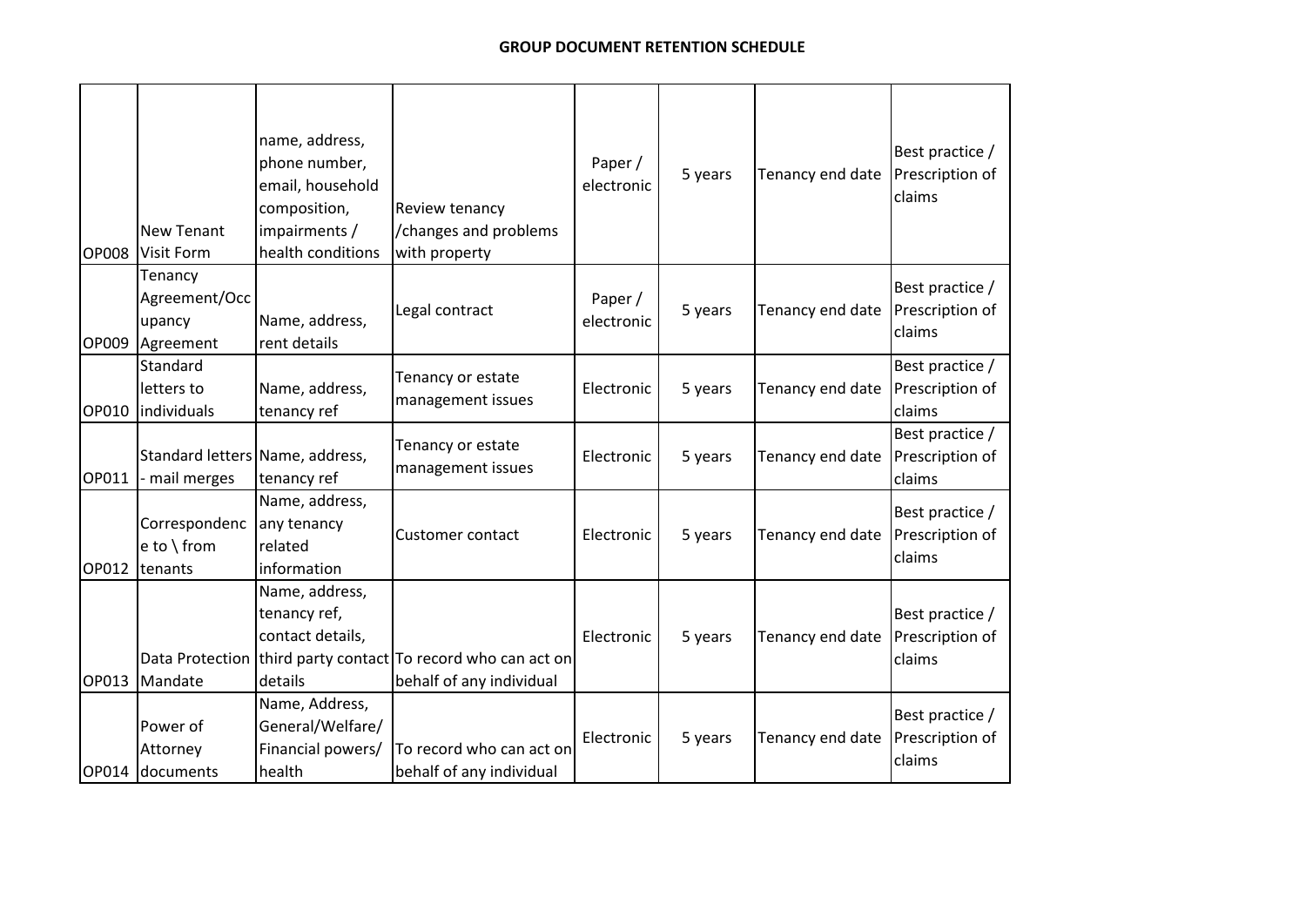**GROUP DOCUMENT RETENTION SCHEDULE**

| | | | | | | | |
|---|---|---|---|---|---|---|---|
| OP008 | New Tenant Visit Form | name, address, phone number, email, household composition, impairments / health conditions | Review tenancy /changes and problems with property | Paper / electronic | 5 years | Tenancy end date | Best practice / Prescription of claims |
| OP009 | Tenancy Agreement/Occupancy Agreement | Name, address, rent details | Legal contract | Paper / electronic | 5 years | Tenancy end date | Best practice / Prescription of claims |
| OP010 | Standard letters to individuals | Name, address, tenancy ref | Tenancy or estate management issues | Electronic | 5 years | Tenancy end date | Best practice / Prescription of claims |
| OP011 | Standard letters - mail merges | Name, address, tenancy ref | Tenancy or estate management issues | Electronic | 5 years | Tenancy end date | Best practice / Prescription of claims |
| OP012 | Correspondence to \ from tenants | Name, address, any tenancy related information | Customer contact | Electronic | 5 years | Tenancy end date | Best practice / Prescription of claims |
| OP013 | Data Protection Mandate | Name, address, tenancy ref, contact details, third party contact details | To record who can act on behalf of any individual | Electronic | 5 years | Tenancy end date | Best practice / Prescription of claims |
| OP014 | Power of Attorney documents | Name, Address, General/Welfare/ Financial powers/ health | To record who can act on behalf of any individual | Electronic | 5 years | Tenancy end date | Best practice / Prescription of claims |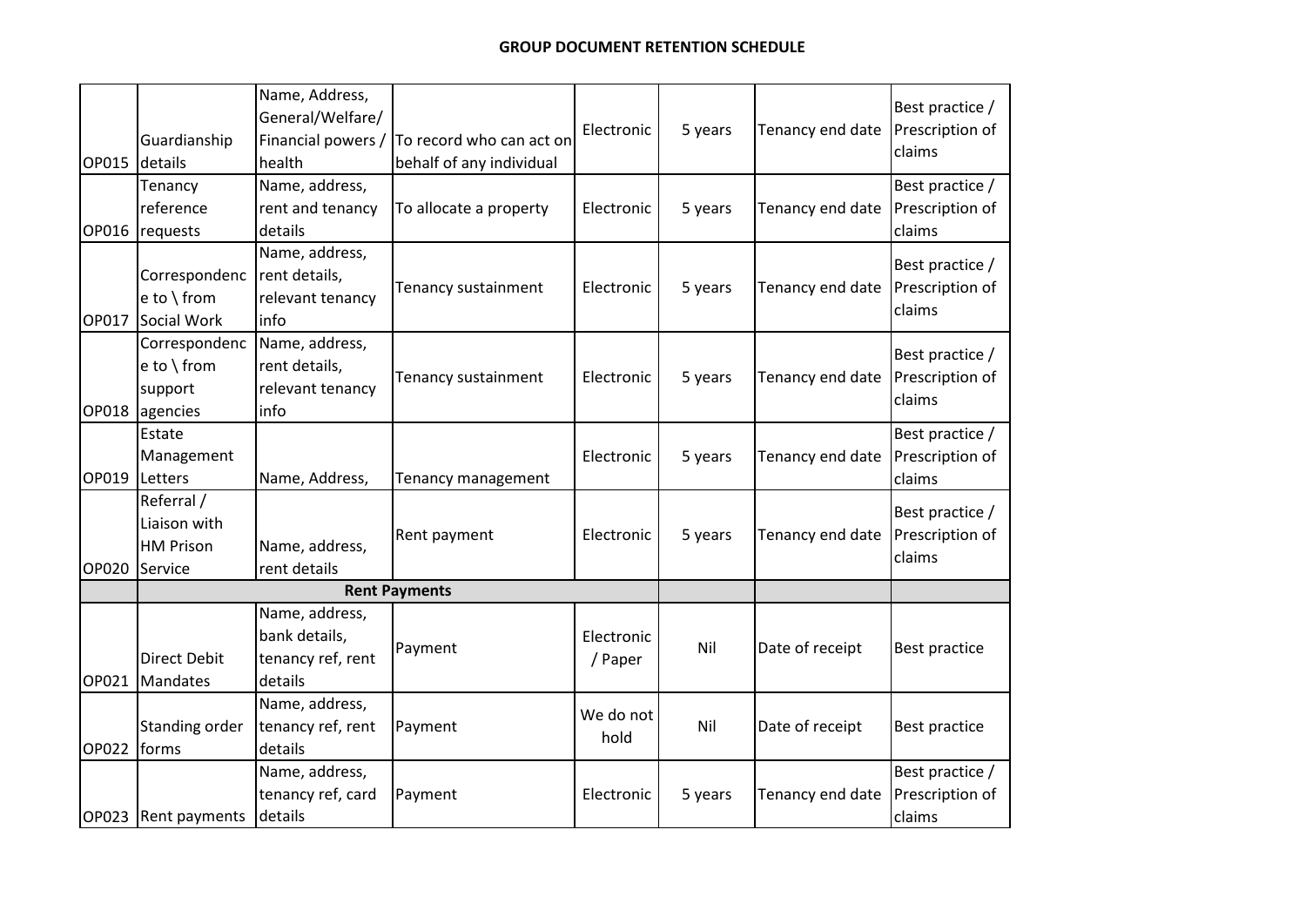## GROUP DOCUMENT RETENTION SCHEDULE

| | | | | | | | |
|---|---|---|---|---|---|---|---|
| OP015 | Guardianship details | Name, Address, General/Welfare/ Financial powers / health | To record who can act on behalf of any individual | Electronic | 5 years | Tenancy end date | Best practice / Prescription of claims |
| OP016 | Tenancy reference requests | Name, address, rent and tenancy details | To allocate a property | Electronic | 5 years | Tenancy end date | Best practice / Prescription of claims |
| OP017 | Correspondence to \ from Social Work | Name, address, rent details, relevant tenancy info | Tenancy sustainment | Electronic | 5 years | Tenancy end date | Best practice / Prescription of claims |
| OP018 | Correspondence to \ from support agencies | Name, address, rent details, relevant tenancy info | Tenancy sustainment | Electronic | 5 years | Tenancy end date | Best practice / Prescription of claims |
| OP019 | Estate Management Letters | Name, Address, | Tenancy management | Electronic | 5 years | Tenancy end date | Best practice / Prescription of claims |
| OP020 | Referral / Liaison with HM Prison Service | Name, address, rent details | Rent payment | Electronic | 5 years | Tenancy end date | Best practice / Prescription of claims |
| | **Rent Payments** | | | | | | |
| OP021 | Direct Debit Mandates | Name, address, bank details, tenancy ref, rent details | Payment | Electronic / Paper | Nil | Date of receipt | Best practice |
| OP022 | Standing order forms | Name, address, tenancy ref, rent details | Payment | We do not hold | Nil | Date of receipt | Best practice |
| OP023 | Rent payments | Name, address, tenancy ref, card details | Payment | Electronic | 5 years | Tenancy end date | Best practice / Prescription of claims |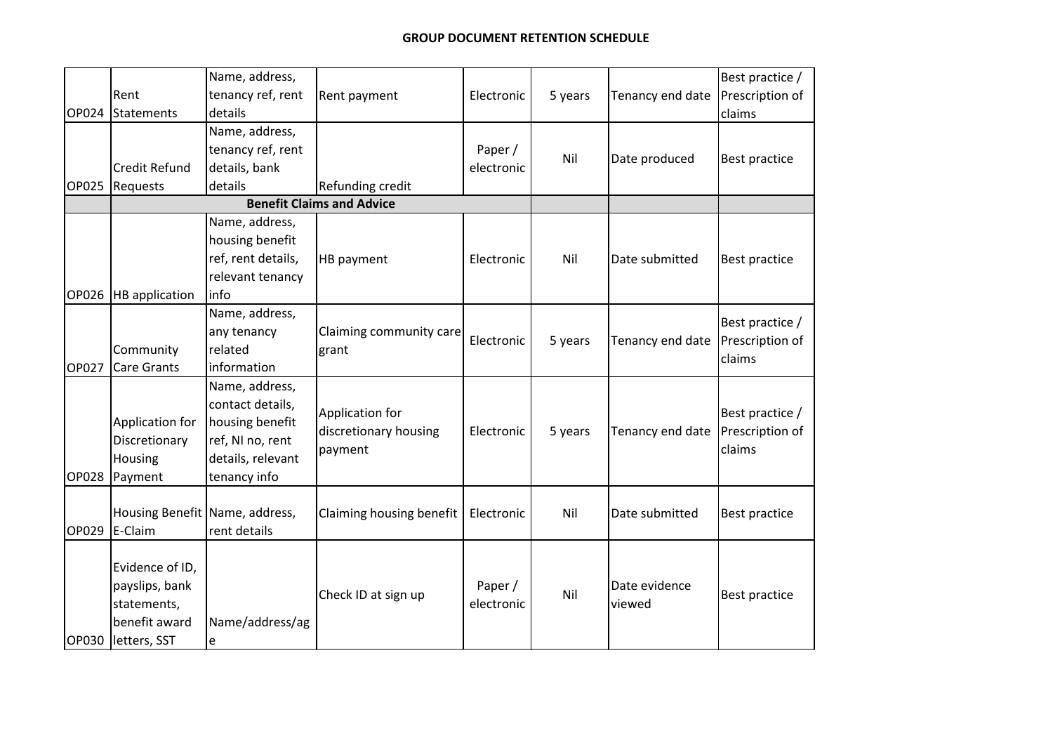# GROUP DOCUMENT RETENTION SCHEDULE

| | | | | | | | |
|---|---|---|---|---|---|---|---|
| OP024 | Rent Statements | Name, address, tenancy ref, rent details | Rent payment | Electronic | 5 years | Tenancy end date | Best practice / Prescription of claims |
| OP025 | Credit Refund Requests | Name, address, tenancy ref, rent details, bank details | Refunding credit | Paper / electronic | Nil | Date produced | Best practice |
| | **Benefit Claims and Advice** | | | | | | |
| OP026 | HB application | Name, address, housing benefit ref, rent details, relevant tenancy info | HB payment | Electronic | Nil | Date submitted | Best practice |
| OP027 | Community Care Grants | Name, address, any tenancy related information | Claiming community care grant | Electronic | 5 years | Tenancy end date | Best practice / Prescription of claims |
| OP028 | Application for Discretionary Housing Payment | Name, address, contact details, housing benefit ref, NI no, rent details, relevant tenancy info | Application for discretionary housing payment | Electronic | 5 years | Tenancy end date | Best practice / Prescription of claims |
| OP029 | Housing Benefit E-Claim | Name, address, rent details | Claiming housing benefit | Electronic | Nil | Date submitted | Best practice |
| OP030 | Evidence of ID, payslips, bank statements, benefit award letters, SST | Name/address/age | Check ID at sign up | Paper / electronic | Nil | Date evidence viewed | Best practice |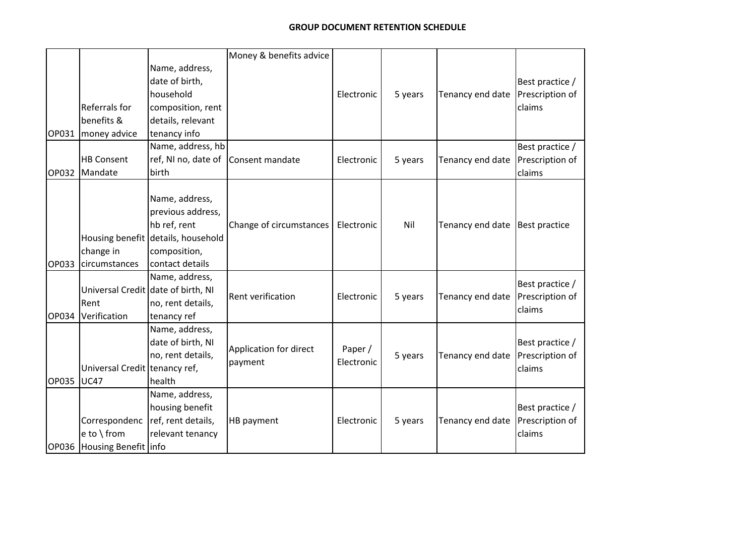# GROUP DOCUMENT RETENTION SCHEDULE

| | | | | | | | |
|---|---|---|---|---|---|---|---|
| OP031 | Referrals for benefits & money advice | Name, address, date of birth, household composition, rent details, relevant tenancy info | Money & benefits advice | Electronic | 5 years | Tenancy end date | Best practice / Prescription of claims |
| OP032 | HB Consent Mandate | Name, address, hb ref, NI no, date of birth | Consent mandate | Electronic | 5 years | Tenancy end date | Best practice / Prescription of claims |
| OP033 | Housing benefit change in circumstances | Name, address, previous address, hb ref, rent details, household composition, contact details | Change of circumstances | Electronic | Nil | Tenancy end date | Best practice |
| OP034 | Universal Credit Rent Verification | Name, address, date of birth, NI no, rent details, tenancy ref | Rent verification | Electronic | 5 years | Tenancy end date | Best practice / Prescription of claims |
| OP035 | Universal Credit UC47 | Name, address, date of birth, NI no, rent details, tenancy ref, health | Application for direct payment | Paper / Electronic | 5 years | Tenancy end date | Best practice / Prescription of claims |
| OP036 | Correspondence to \ from Housing Benefit | Name, address, housing benefit ref, rent details, relevant tenancy info | HB payment | Electronic | 5 years | Tenancy end date | Best practice / Prescription of claims |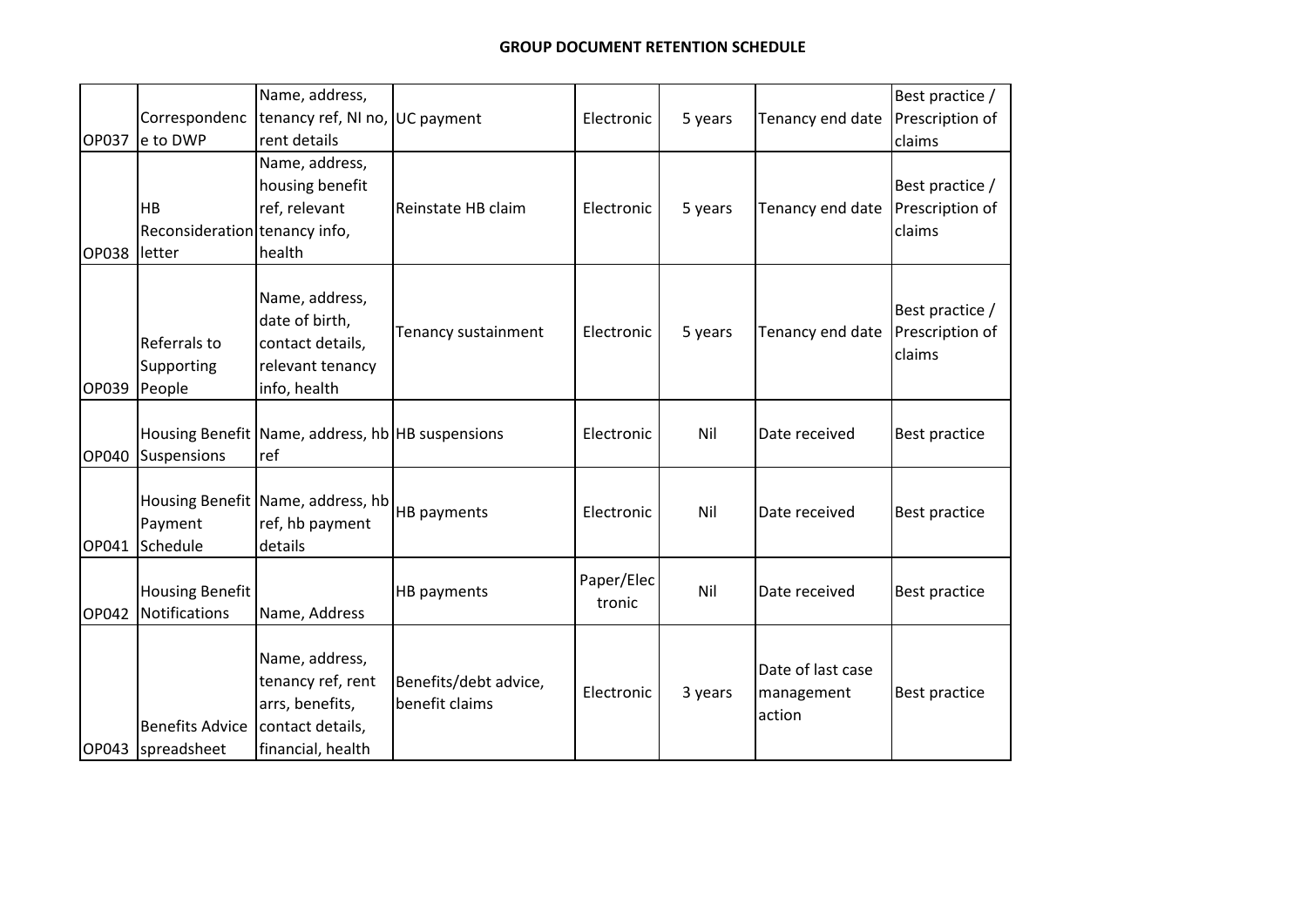# GROUP DOCUMENT RETENTION SCHEDULE

| | | | | | | | |
|---|---|---|---|---|---|---|---|
| OP037 | Correspondence to DWP | Name, address, tenancy ref, NI no, rent details | UC payment | Electronic | 5 years | Tenancy end date | Best practice / Prescription of claims |
| OP038 | HB Reconsideration letter | Name, address, housing benefit ref, relevant tenancy info, health | Reinstate HB claim | Electronic | 5 years | Tenancy end date | Best practice / Prescription of claims |
| OP039 | Referrals to Supporting People | Name, address, date of birth, contact details, relevant tenancy info, health | Tenancy sustainment | Electronic | 5 years | Tenancy end date | Best practice / Prescription of claims |
| OP040 | Housing Benefit Suspensions | Name, address, hb ref | HB suspensions | Electronic | Nil | Date received | Best practice |
| OP041 | Housing Benefit Payment Schedule | Name, address, hb ref, hb payment details | HB payments | Electronic | Nil | Date received | Best practice |
| OP042 | Housing Benefit Notifications | Name, Address | HB payments | Paper/Electronic | Nil | Date received | Best practice |
| OP043 | Benefits Advice spreadsheet | Name, address, tenancy ref, rent arrs, benefits, contact details, financial, health | Benefits/debt advice, benefit claims | Electronic | 3 years | Date of last case management action | Best practice |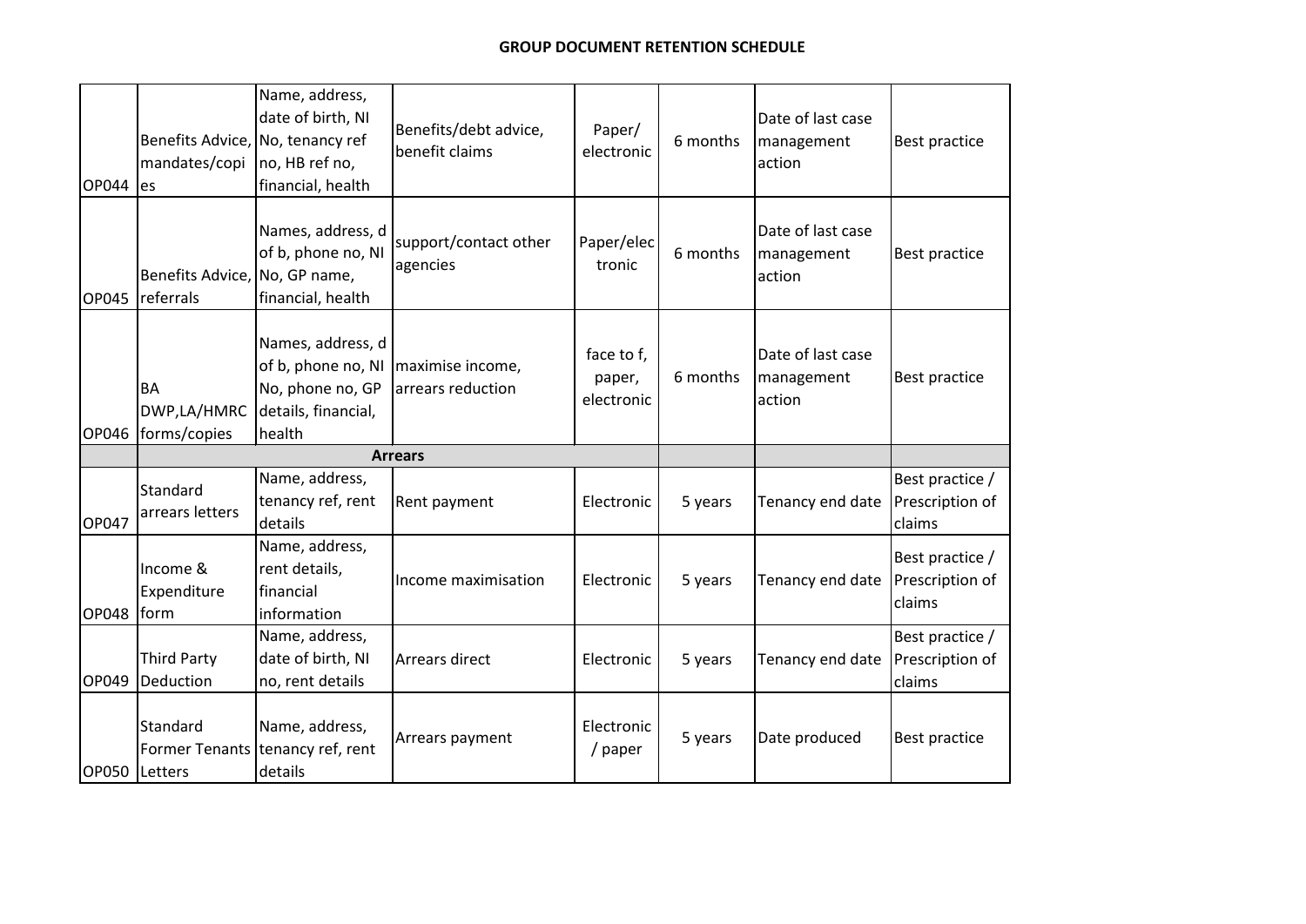## GROUP DOCUMENT RETENTION SCHEDULE

| | | | | | | | |
|---|---|---|---|---|---|---|---|
| OP044 | Benefits Advice, mandates/copies | Name, address, date of birth, NI No, tenancy ref no, HB ref no, financial, health | Benefits/debt advice, benefit claims | Paper/ electronic | 6 months | Date of last case management action | Best practice |
| OP045 | Benefits Advice, referrals | Names, address, d of b, phone no, NI No, GP name, financial, health | support/contact other agencies | Paper/electronic | 6 months | Date of last case management action | Best practice |
| OP046 | BA DWP,LA/HMRC forms/copies | Names, address, d of b, phone no, NI No, phone no, GP details, financial, health | maximise income, arrears reduction | face to f, paper, electronic | 6 months | Date of last case management action | Best practice |
| | **Arrears** | | | | | | |
| OP047 | Standard arrears letters | Name, address, tenancy ref, rent details | Rent payment | Electronic | 5 years | Tenancy end date | Best practice / Prescription of claims |
| OP048 | Income & Expenditure form | Name, address, rent details, financial information | Income maximisation | Electronic | 5 years | Tenancy end date | Best practice / Prescription of claims |
| OP049 | Third Party Deduction | Name, address, date of birth, NI no, rent details | Arrears direct | Electronic | 5 years | Tenancy end date | Best practice / Prescription of claims |
| OP050 | Standard Former Tenants Letters | Name, address, tenancy ref, rent details | Arrears payment | Electronic / paper | 5 years | Date produced | Best practice |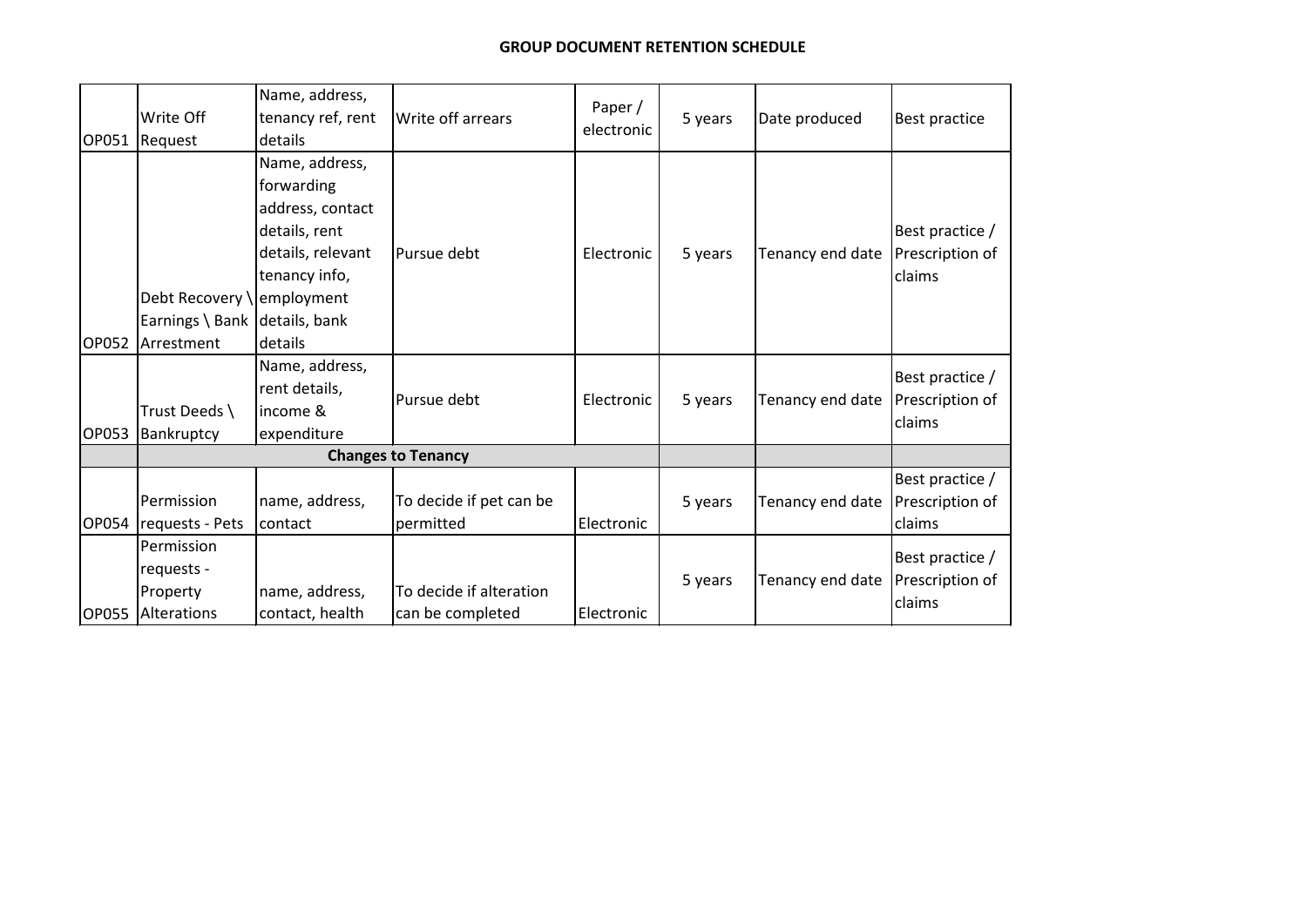## GROUP DOCUMENT RETENTION SCHEDULE

| | | | | | | | |
|---|---|---|---|---|---|---|---|
| OP051 | Write Off Request | Name, address, tenancy ref, rent details | Write off arrears | Paper / electronic | 5 years | Date produced | Best practice |
| OP052 | Debt Recovery \ Earnings \ Bank Arrestment | Name, address, forwarding address, contact details, rent details, relevant tenancy info, employment details, bank details | Pursue debt | Electronic | 5 years | Tenancy end date | Best practice / Prescription of claims |
| OP053 | Trust Deeds \ Bankruptcy | Name, address, rent details, income & expenditure | Pursue debt | Electronic | 5 years | Tenancy end date | Best practice / Prescription of claims |
| | **Changes to Tenancy** | | | | | | |
| OP054 | Permission requests - Pets | name, address, contact | To decide if pet can be permitted | Electronic | 5 years | Tenancy end date | Best practice / Prescription of claims |
| OP055 | Permission requests - Property Alterations | name, address, contact, health | To decide if alteration can be completed | Electronic | 5 years | Tenancy end date | Best practice / Prescription of claims |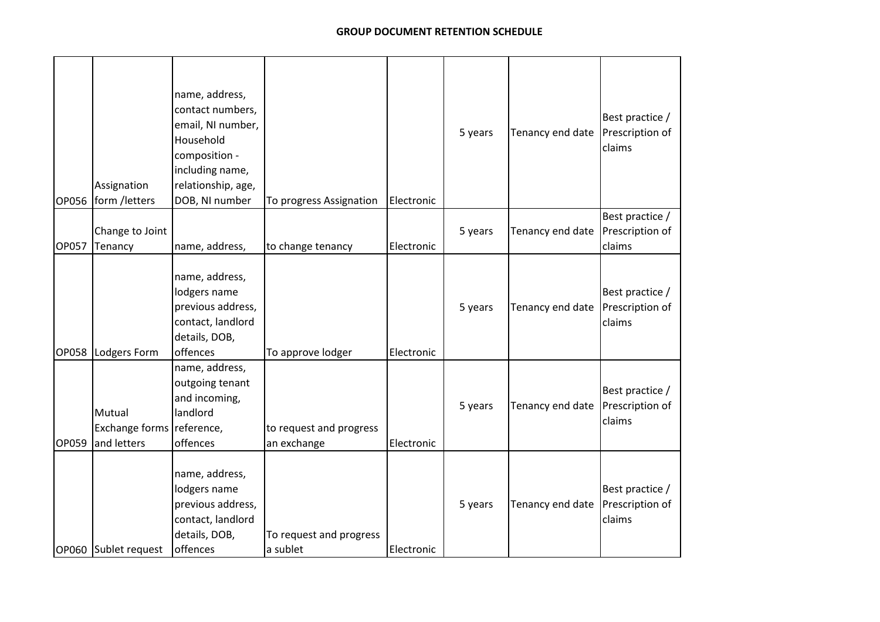## GROUP DOCUMENT RETENTION SCHEDULE

| | | | | | | | |
|---|---|---|---|---|---|---|---|
| OP056 | Assignation form /letters | name, address, contact numbers, email, NI number, Household composition - including name, relationship, age, DOB, NI number | To progress Assignation | Electronic | 5 years | Tenancy end date | Best practice / Prescription of claims |
| OP057 | Change to Joint Tenancy | name, address, | to change tenancy | Electronic | 5 years | Tenancy end date | Best practice / Prescription of claims |
| OP058 | Lodgers Form | name, address, lodgers name previous address, contact, landlord details, DOB, offences | To approve lodger | Electronic | 5 years | Tenancy end date | Best practice / Prescription of claims |
| OP059 | Mutual Exchange forms and letters | name, address, outgoing tenant and incoming, landlord reference, offences | to request and progress an exchange | Electronic | 5 years | Tenancy end date | Best practice / Prescription of claims |
| OP060 | Sublet request | name, address, lodgers name previous address, contact, landlord details, DOB, offences | To request and progress a sublet | Electronic | 5 years | Tenancy end date | Best practice / Prescription of claims |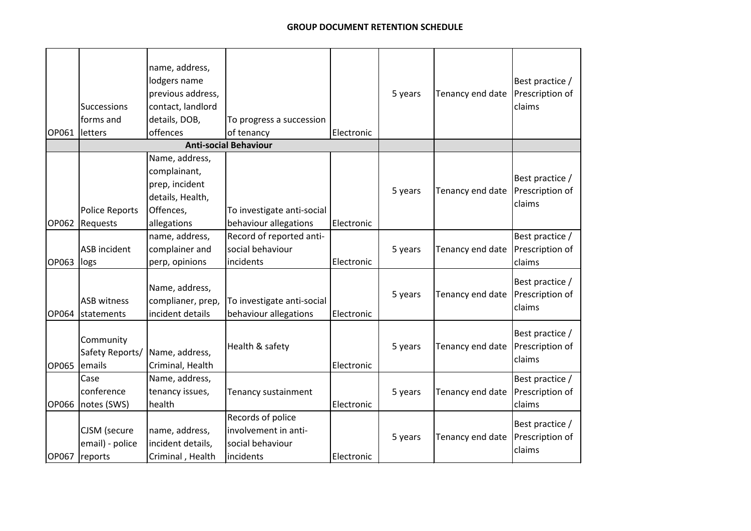## GROUP DOCUMENT RETENTION SCHEDULE

| | | | | | | | |
|---|---|---|---|---|---|---|---|
| OP061 | Successions forms and letters | name, address, lodgers name previous address, contact, landlord details, DOB, offences | To progress a succession of tenancy | Electronic | 5 years | Tenancy end date | Best practice / Prescription of claims |
| | **Anti-social Behaviour** | | | | | | |
| OP062 | Police Reports Requests | Name, address, complainant, prep, incident details, Health, Offences, allegations | To investigate anti-social behaviour allegations | Electronic | 5 years | Tenancy end date | Best practice / Prescription of claims |
| OP063 | ASB incident logs | name, address, complainer and perp, opinions | Record of reported anti-social behaviour incidents | Electronic | 5 years | Tenancy end date | Best practice / Prescription of claims |
| OP064 | ASB witness statements | Name, address, complianer, prep, incident details | To investigate anti-social behaviour allegations | Electronic | 5 years | Tenancy end date | Best practice / Prescription of claims |
| OP065 | Community Safety Reports/ emails | Name, address, Criminal, Health | Health & safety | Electronic | 5 years | Tenancy end date | Best practice / Prescription of claims |
| OP066 | Case conference notes (SWS) | Name, address, tenancy issues, health | Tenancy sustainment | Electronic | 5 years | Tenancy end date | Best practice / Prescription of claims |
| OP067 | CJSM (secure email) - police reports | name, address, incident details, Criminal , Health | Records of police involvement in anti-social behaviour incidents | Electronic | 5 years | Tenancy end date | Best practice / Prescription of claims |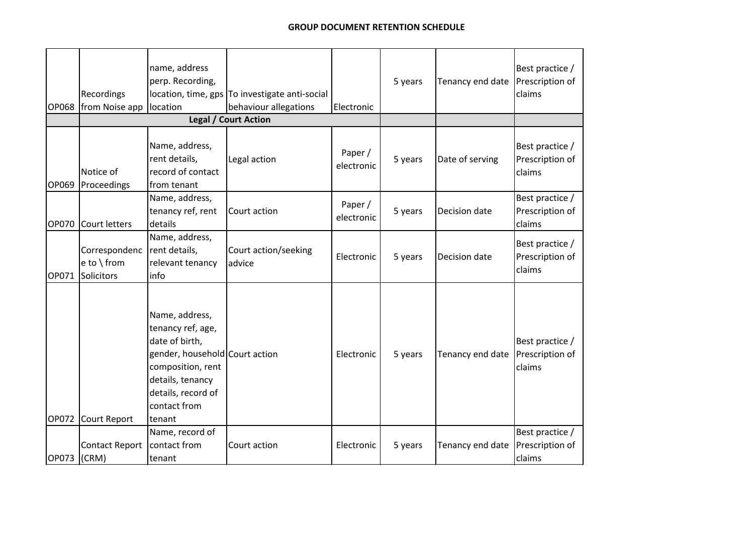## GROUP DOCUMENT RETENTION SCHEDULE

| | | | | | | | |
|---|---|---|---|---|---|---|---|
| OP068 | Recordings from Noise app | name, address perp. Recording, location, time, gps location | To investigate anti-social behaviour allegations | Electronic | 5 years | Tenancy end date | Best practice / Prescription of claims |
| | **Legal / Court Action** | | | | | | |
| OP069 | Notice of Proceedings | Name, address, rent details, record of contact from tenant | Legal action | Paper / electronic | 5 years | Date of serving | Best practice / Prescription of claims |
| OP070 | Court letters | Name, address, tenancy ref, rent details | Court action | Paper / electronic | 5 years | Decision date | Best practice / Prescription of claims |
| OP071 | Correspondence to \ from Solicitors | Name, address, rent details, relevant tenancy info | Court action/seeking advice | Electronic | 5 years | Decision date | Best practice / Prescription of claims |
| OP072 | Court Report | Name, address, tenancy ref, age, date of birth, gender, household composition, rent details, tenancy details, record of contact from tenant | Court action | Electronic | 5 years | Tenancy end date | Best practice / Prescription of claims |
| OP073 | Contact Report (CRM) | Name, record of contact from tenant | Court action | Electronic | 5 years | Tenancy end date | Best practice / Prescription of claims |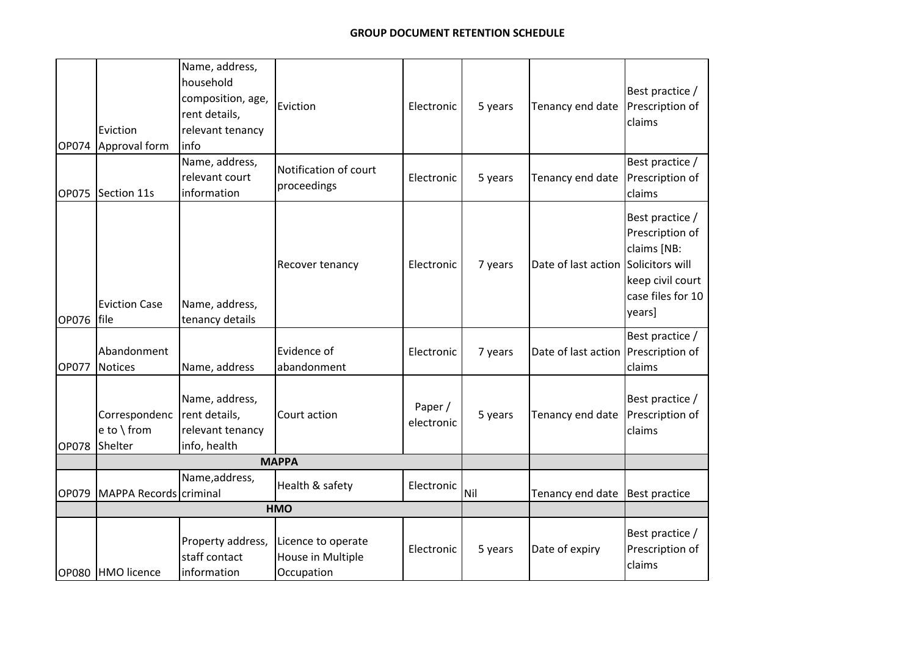# GROUP DOCUMENT RETENTION SCHEDULE

| | | | | | | | |
|---|---|---|---|---|---|---|---|
| OP074 | Eviction Approval form | Name, address, household composition, age, rent details, relevant tenancy info | Eviction | Electronic | 5 years | Tenancy end date | Best practice / Prescription of claims |
| OP075 | Section 11s | Name, address, relevant court information | Notification of court proceedings | Electronic | 5 years | Tenancy end date | Best practice / Prescription of claims |
| OP076 | Eviction Case file | Name, address, tenancy details | Recover tenancy | Electronic | 7 years | Date of last action | Best practice / Prescription of claims [NB: Solicitors will keep civil court case files for 10 years] |
| OP077 | Abandonment Notices | Name, address | Evidence of abandonment | Electronic | 7 years | Date of last action | Best practice / Prescription of claims |
| OP078 | Correspondence to \ from Shelter | Name, address, rent details, relevant tenancy info, health | Court action | Paper / electronic | 5 years | Tenancy end date | Best practice / Prescription of claims |
| | **MAPPA** | | | | | | |
| OP079 | MAPPA Records | Name,address, criminal | Health & safety | Electronic | Nil | Tenancy end date | Best practice |
| | **HMO** | | | | | | |
| OP080 | HMO licence | Property address, staff contact information | Licence to operate House in Multiple Occupation | Electronic | 5 years | Date of expiry | Best practice / Prescription of claims |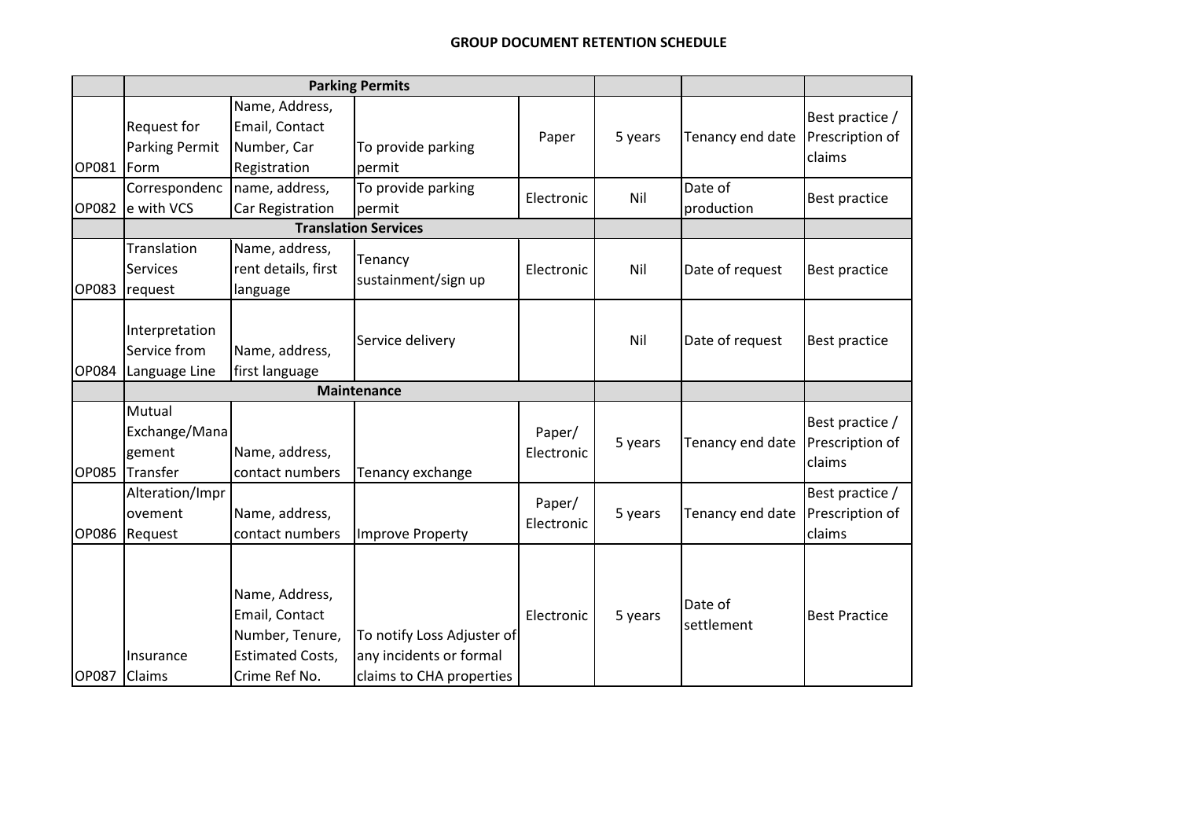## GROUP DOCUMENT RETENTION SCHEDULE

| | | | | | | | |
|---|---|---|---|---|---|---|---|
| | **Parking Permits** | | | | | | |
| OP081 | Request for Parking Permit Form | Name, Address, Email, Contact Number, Car Registration | To provide parking permit | Paper | 5 years | Tenancy end date | Best practice / Prescription of claims |
| OP082 | Correspondence with VCS | name, address, Car Registration | To provide parking permit | Electronic | Nil | Date of production | Best practice |
| | **Translation Services** | | | | | | |
| OP083 | Translation Services request | Name, address, rent details, first language | Tenancy sustainment/sign up | Electronic | Nil | Date of request | Best practice |
| OP084 | Interpretation Service from Language Line | Name, address, first language | Service delivery | | Nil | Date of request | Best practice |
| | **Maintenance** | | | | | | |
| OP085 | Mutual Exchange/Management Transfer | Name, address, contact numbers | Tenancy exchange | Paper/ Electronic | 5 years | Tenancy end date | Best practice / Prescription of claims |
| OP086 | Alteration/Improvement Request | Name, address, contact numbers | Improve Property | Paper/ Electronic | 5 years | Tenancy end date | Best practice / Prescription of claims |
| OP087 | Insurance Claims | Name, Address, Email, Contact Number, Tenure, Estimated Costs, Crime Ref No. | To notify Loss Adjuster of any incidents or formal claims to CHA properties | Electronic | 5 years | Date of settlement | Best Practice |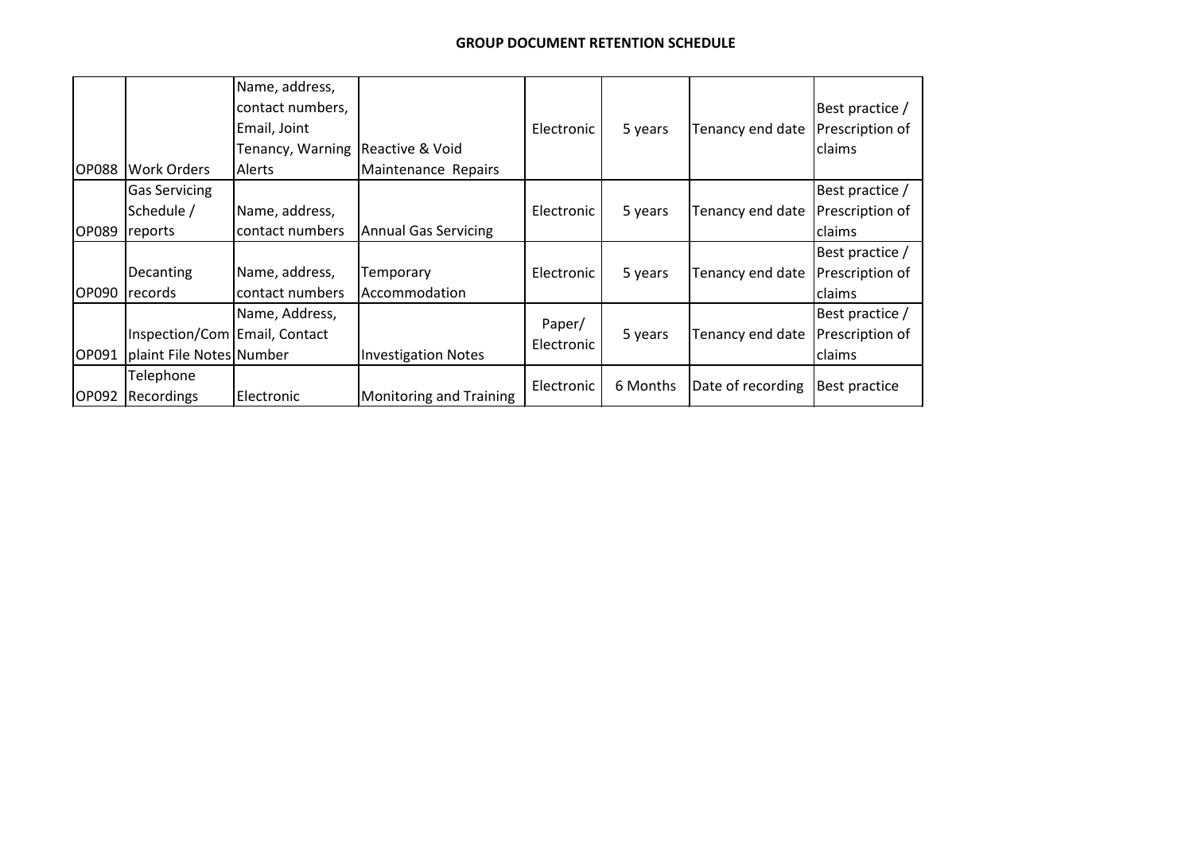## GROUP DOCUMENT RETENTION SCHEDULE

| | | | | | | | |
|---|---|---|---|---|---|---|---|
| OP088 | Work Orders | Name, address, contact numbers, Email, Joint Tenancy, Warning Alerts | Reactive & Void Maintenance Repairs | Electronic | 5 years | Tenancy end date | Best practice / Prescription of claims |
| OP089 | Gas Servicing Schedule / reports | Name, address, contact numbers | Annual Gas Servicing | Electronic | 5 years | Tenancy end date | Best practice / Prescription of claims |
| OP090 | Decanting records | Name, address, contact numbers | Temporary Accommodation | Electronic | 5 years | Tenancy end date | Best practice / Prescription of claims |
| OP091 | Inspection/Complaint File Notes | Name, Address, Email, Contact Number | Investigation Notes | Paper/ Electronic | 5 years | Tenancy end date | Best practice / Prescription of claims |
| OP092 | Telephone Recordings | Electronic | Monitoring and Training | Electronic | 6 Months | Date of recording | Best practice |